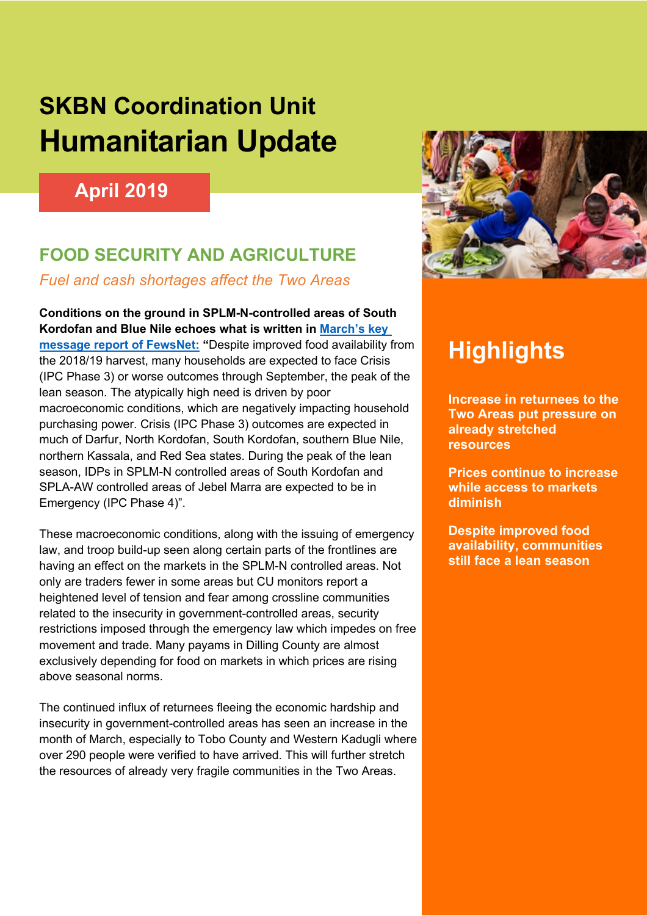# SKBN Coordination Unit

# Humanitarian Update

**April 2019**

## FOOD SECURITY AND AGRICULTURE

*Fuel and cash shortages affect the Two Areas*

**Conditions on the ground in SPLM-N-controlled areas of South Kordofan and Blue Nile echoes what is written in March's key message report of FewsNet: "**Despite improved food availability from the 2018/19 harvest, many households are expected to face Crisis (IPC Phase 3) or worse outcomes through September, the peak of the lean season. The atypically high need is driven by poor macroeconomic conditions, which are negatively impacting household purchasing power. Crisis (IPC Phase 3) outcomes are expected in much of Darfur, North Kordofan, South Kordofan, southern Blue Nile, northern Kassala, and Red Sea states. During the peak of the lean season, IDPs in SPLM-N controlled areas of South Kordofan and SPLA-AW controlled areas of Jebel Marra are expected to be in Emergency (IPC Phase 4)".

These macroeconomic conditions, along with the issuing of emergency law, and troop build-up seen along certain parts of the frontlines are having an effect on the markets in the SPLM-N controlled areas. Not only are traders fewer in some areas but CU monitors report a heightened level of tension and fear among crossline communities related to the insecurity in government-controlled areas, security restrictions imposed through the emergency law which impedes on free movement and trade. Many payams in Dilling County are almost exclusively depending for food on markets in which prices are rising above seasonal norms.

The continued influx of returnees fleeing the economic hardship and insecurity in government-controlled areas has seen an increase in the month of March, especially to Tobo County and Western Kadugli where over 290 people were verified to have arrived. This will further stretch the resources of already very fragile communities in the Two Areas.

## Highlights

**Increase in returnees to the Two Areas put pressure on already stretched resources**

**Prices continue to increase while access to markets diminish**

**Despite improved food availability, communities still face a lean season**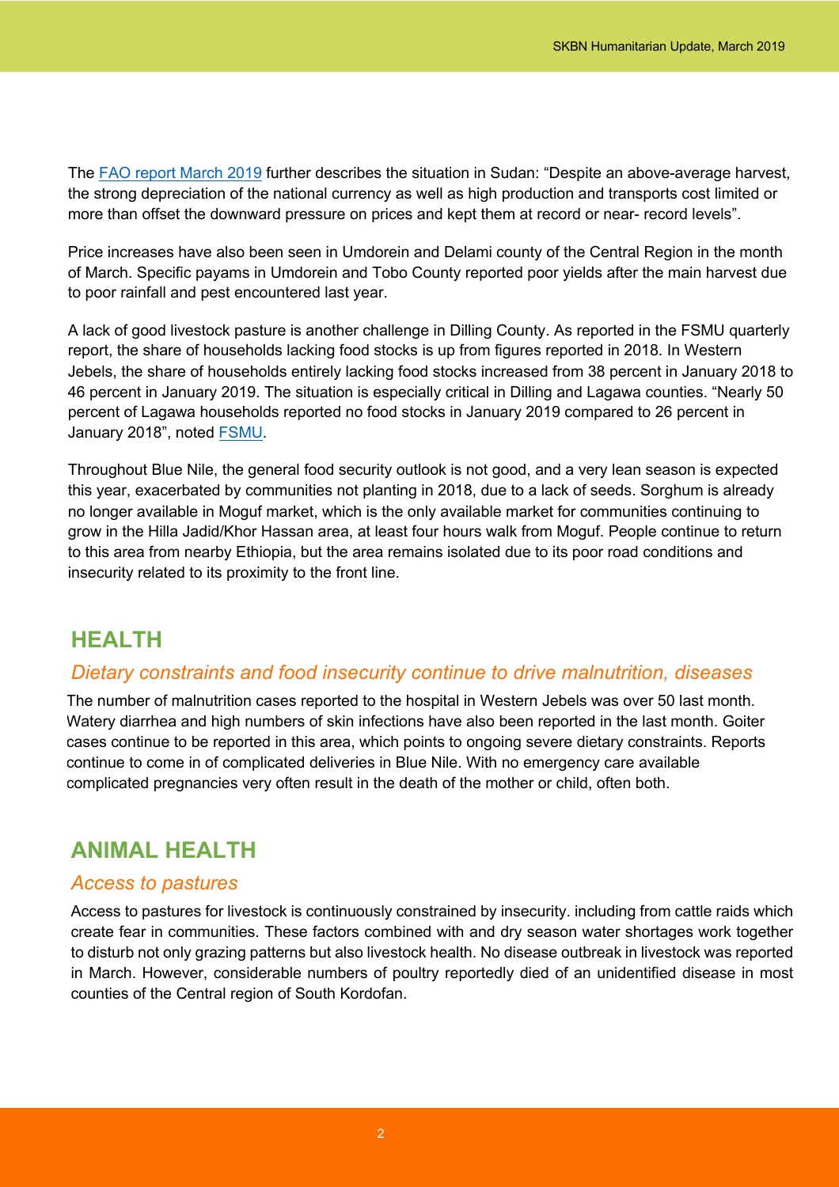The [FAO report March 2019]() further describes the situation in Sudan: "Despite an above-average harvest, the strong depreciation of the national currency as well as high production and transports cost limited or more than offset the downward pressure on prices and kept them at record or near- record levels".

Price increases have also been seen in Umdorein and Delami county of the Central Region in the month of March. Specific payams in Umdorein and Tobo County reported poor yields after the main harvest due to poor rainfall and pest encountered last year.

A lack of good livestock pasture is another challenge in Dilling County. As reported in the FSMU quarterly report, the share of households lacking food stocks is up from figures reported in 2018. In Western Jebels, the share of households entirely lacking food stocks increased from 38 percent in January 2018 to 46 percent in January 2019. The situation is especially critical in Dilling and Lagawa counties. "Nearly 50 percent of Lagawa households reported no food stocks in January 2019 compared to 26 percent in January 2018", noted [FSMU]().

Throughout Blue Nile, the general food security outlook is not good, and a very lean season is expected this year, exacerbated by communities not planting in 2018, due to a lack of seeds. Sorghum is already no longer available in Moguf market, which is the only available market for communities continuing to grow in the Hilla Jadid/Khor Hassan area, at least four hours walk from Moguf. People continue to return to this area from nearby Ethiopia, but the area remains isolated due to its poor road conditions and insecurity related to its proximity to the front line.

## HEALTH

### *Dietary constraints and food insecurity continue to drive malnutrition, diseases*

The number of malnutrition cases reported to the hospital in Western Jebels was over 50 last month. Watery diarrhea and high numbers of skin infections have also been reported in the last month. Goiter cases continue to be reported in this area, which points to ongoing severe dietary constraints. Reports continue to come in of complicated deliveries in Blue Nile. With no emergency care available complicated pregnancies very often result in the death of the mother or child, often both.

## ANIMAL HEALTH

### *Access to pastures*

Access to pastures for livestock is continuously constrained by insecurity. including from cattle raids which create fear in communities. These factors combined with and dry season water shortages work together to disturb not only grazing patterns but also livestock health. No disease outbreak in livestock was reported in March. However, considerable numbers of poultry reportedly died of an unidentified disease in most counties of the Central region of South Kordofan.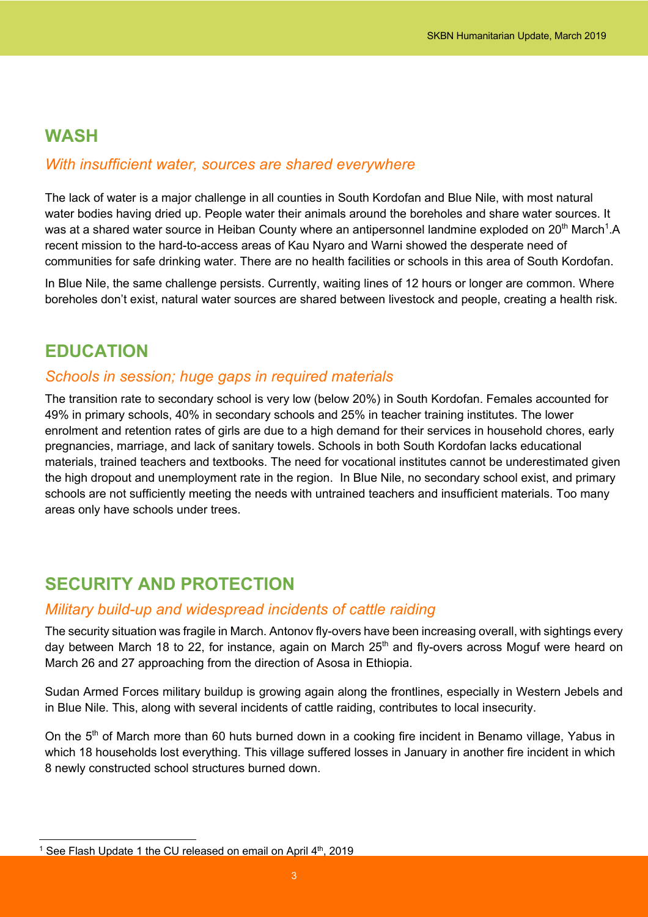## WASH

### *With insufficient water, sources are shared everywhere*

The lack of water is a major challenge in all counties in South Kordofan and Blue Nile, with most natural water bodies having dried up. People water their animals around the boreholes and share water sources. It was at a shared water source in Heiban County where an antipersonnel landmine exploded on 20th March[1].A recent mission to the hard-to-access areas of Kau Nyaro and Warni showed the desperate need of communities for safe drinking water. There are no health facilities or schools in this area of South Kordofan.

In Blue Nile, the same challenge persists. Currently, waiting lines of 12 hours or longer are common. Where boreholes don't exist, natural water sources are shared between livestock and people, creating a health risk.

## EDUCATION

### *Schools in session; huge gaps in required materials*

The transition rate to secondary school is very low (below 20%) in South Kordofan. Females accounted for 49% in primary schools, 40% in secondary schools and 25% in teacher training institutes. The lower enrolment and retention rates of girls are due to a high demand for their services in household chores, early pregnancies, marriage, and lack of sanitary towels. Schools in both South Kordofan lacks educational materials, trained teachers and textbooks. The need for vocational institutes cannot be underestimated given the high dropout and unemployment rate in the region. In Blue Nile, no secondary school exist, and primary schools are not sufficiently meeting the needs with untrained teachers and insufficient materials. Too many areas only have schools under trees.

## SECURITY AND PROTECTION

### *Military build-up and widespread incidents of cattle raiding*

The security situation was fragile in March. Antonov fly-overs have been increasing overall, with sightings every day between March 18 to 22, for instance, again on March 25th and fly-overs across Moguf were heard on March 26 and 27 approaching from the direction of Asosa in Ethiopia.

Sudan Armed Forces military buildup is growing again along the frontlines, especially in Western Jebels and in Blue Nile. This, along with several incidents of cattle raiding, contributes to local insecurity.

On the 5th of March more than 60 huts burned down in a cooking fire incident in Benamo village, Yabus in which 18 households lost everything. This village suffered losses in January in another fire incident in which 8 newly constructed school structures burned down.

---

[1] See Flash Update 1 the CU released on email on April 4th, 2019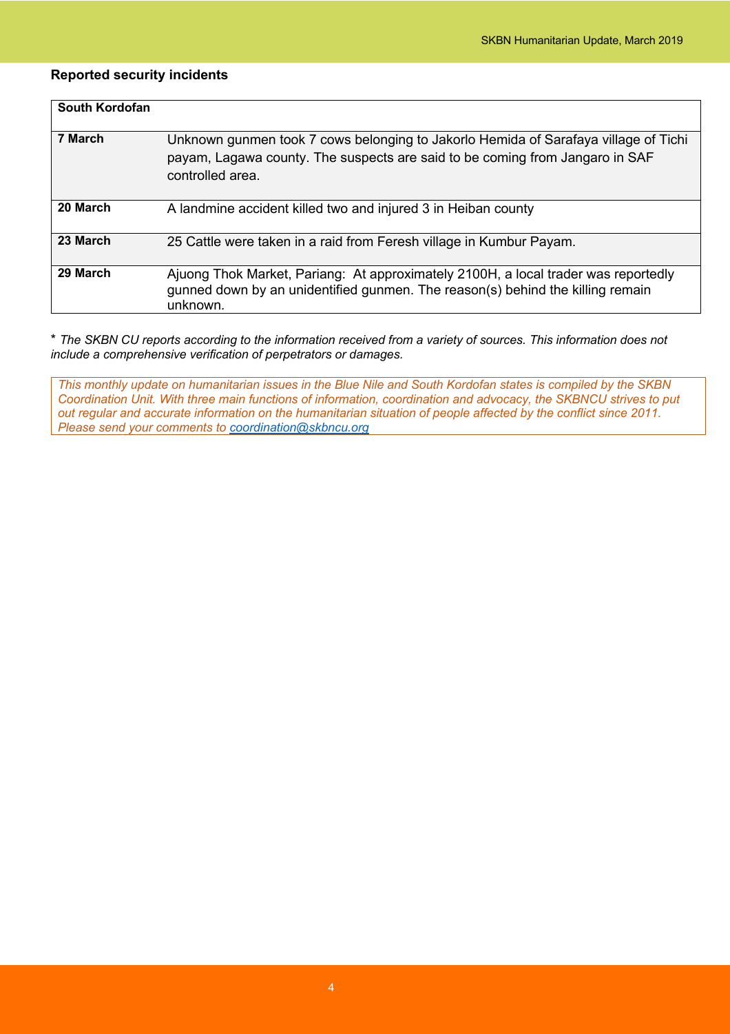### Reported security incidents

| South Kordofan | |
|---|---|
| **7 March** | Unknown gunmen took 7 cows belonging to Jakorlo Hemida of Sarafaya village of Tichi payam, Lagawa county. The suspects are said to be coming from Jangaro in SAF controlled area. |
| **20 March** | A landmine accident killed two and injured 3 in Heiban county |
| **23 March** | 25 Cattle were taken in a raid from Feresh village in Kumbur Payam. |
| **29 March** | Ajuong Thok Market, Pariang: At approximately 2100H, a local trader was reportedly gunned down by an unidentified gunmen. The reason(s) behind the killing remain unknown. |

\* *The SKBN CU reports according to the information received from a variety of sources. This information does not include a comprehensive verification of perpetrators or damages.*

*This monthly update on humanitarian issues in the Blue Nile and South Kordofan states is compiled by the SKBN Coordination Unit. With three main functions of information, coordination and advocacy, the SKBNCU strives to put out regular and accurate information on the humanitarian situation of people affected by the conflict since 2011. Please send your comments to coordination@skbncu.org*